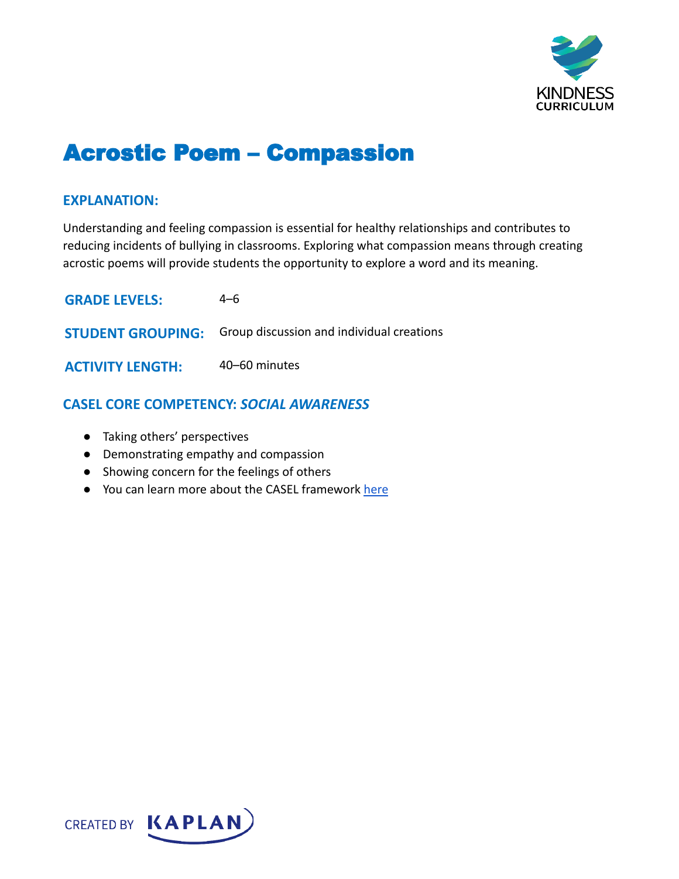# Acrostic Poem – Compassion

## EXPLANATION:

Understanding and feeling compassion is essential for healthy relationships and contributes to reducing incidents of bullying in classrooms. Exploring what compassion means through creating acrostic poems will provide students the opportunity to explore a word and its meaning.

**GRADE LEVELS:** 4–6

**STUDENT GROUPING:** Group discussion and individual creations

**ACTIVITY LENGTH:** 40–60 minutes

## CASEL CORE COMPETENCY: *SOCIAL AWARENESS*

- Taking others' perspectives
- Demonstrating empathy and compassion
- Showing concern for the feelings of others
- You can learn more about the CASEL framework here

CREATED BY KAPLAN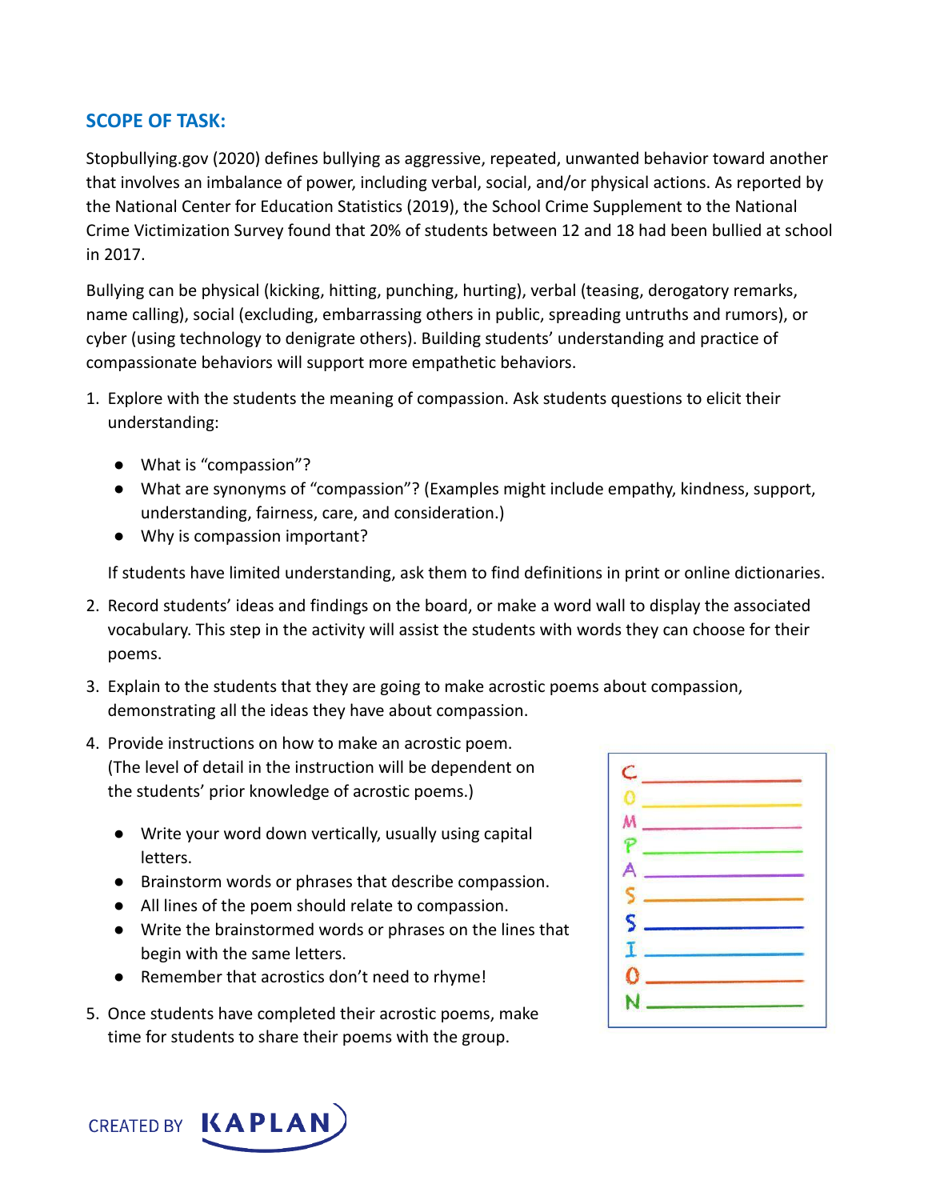## SCOPE OF TASK:

Stopbullying.gov (2020) defines bullying as aggressive, repeated, unwanted behavior toward another that involves an imbalance of power, including verbal, social, and/or physical actions. As reported by the National Center for Education Statistics (2019), the School Crime Supplement to the National Crime Victimization Survey found that 20% of students between 12 and 18 had been bullied at school in 2017.

Bullying can be physical (kicking, hitting, punching, hurting), verbal (teasing, derogatory remarks, name calling), social (excluding, embarrassing others in public, spreading untruths and rumors), or cyber (using technology to denigrate others). Building students' understanding and practice of compassionate behaviors will support more empathetic behaviors.

1. Explore with the students the meaning of compassion. Ask students questions to elicit their understanding:

   - What is "compassion"?
   - What are synonyms of "compassion"? (Examples might include empathy, kindness, support, understanding, fairness, care, and consideration.)
   - Why is compassion important?

   If students have limited understanding, ask them to find definitions in print or online dictionaries.

2. Record students' ideas and findings on the board, or make a word wall to display the associated vocabulary. This step in the activity will assist the students with words they can choose for their poems.

3. Explain to the students that they are going to make acrostic poems about compassion, demonstrating all the ideas they have about compassion.

4. Provide instructions on how to make an acrostic poem. (The level of detail in the instruction will be dependent on the students' prior knowledge of acrostic poems.)

   - Write your word down vertically, usually using capital letters.
   - Brainstorm words or phrases that describe compassion.
   - All lines of the poem should relate to compassion.
   - Write the brainstormed words or phrases on the lines that begin with the same letters.
   - Remember that acrostics don't need to rhyme!

5. Once students have completed their acrostic poems, make time for students to share their poems with the group.

C ____________
O ____________
M ____________
P ____________
A ____________
S ____________
S ____________
I ____________
O ____________
N ____________

CREATED BY KAPLAN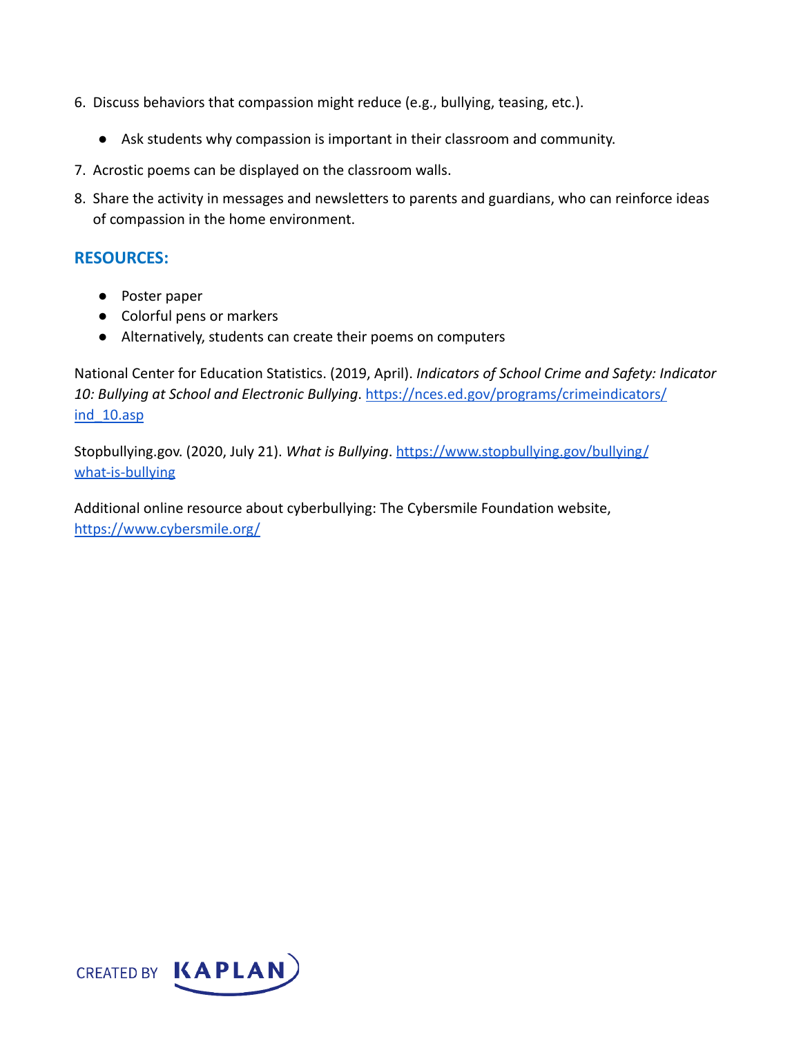6. Discuss behaviors that compassion might reduce (e.g., bullying, teasing, etc.).
    - Ask students why compassion is important in their classroom and community.
7. Acrostic poems can be displayed on the classroom walls.
8. Share the activity in messages and newsletters to parents and guardians, who can reinforce ideas of compassion in the home environment.

## RESOURCES:

- Poster paper
- Colorful pens or markers
- Alternatively, students can create their poems on computers

National Center for Education Statistics. (2019, April). *Indicators of School Crime and Safety: Indicator 10: Bullying at School and Electronic Bullying*. https://nces.ed.gov/programs/crimeindicators/ind_10.asp

Stopbullying.gov. (2020, July 21). *What is Bullying*. https://www.stopbullying.gov/bullying/what-is-bullying

Additional online resource about cyberbullying: The Cybersmile Foundation website, https://www.cybersmile.org/

CREATED BY KAPLAN